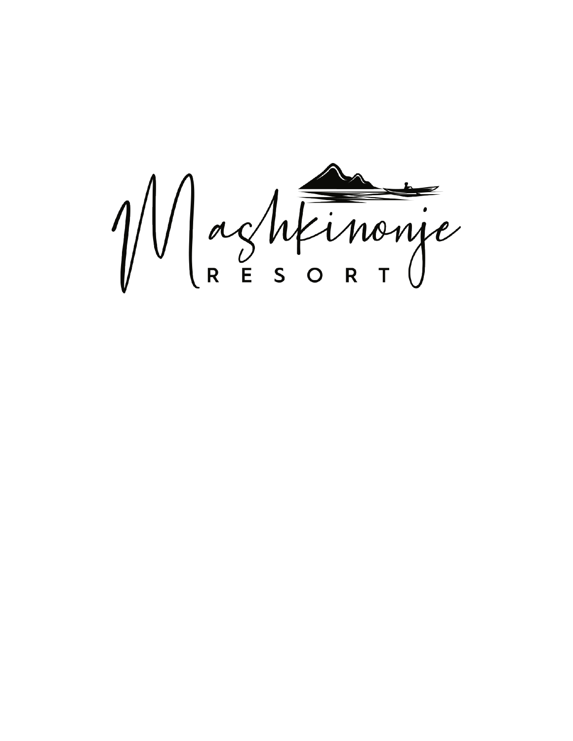# Mashkinonje

RESORT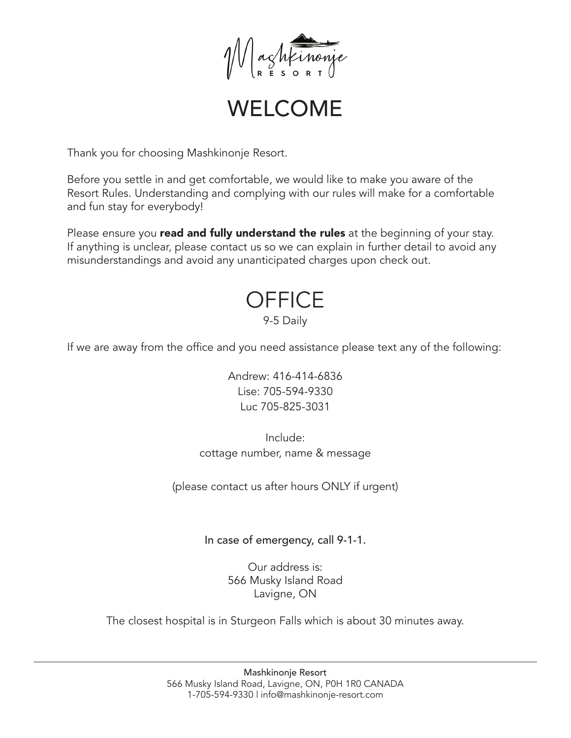# WELCOME

Thank you for choosing Mashkinonje Resort.

Before you settle in and get comfortable, we would like to make you aware of the Resort Rules. Understanding and complying with our rules will make for a comfortable and fun stay for everybody!

Please ensure you **read and fully understand the rules** at the beginning of your stay. If anything is unclear, please contact us so we can explain in further detail to avoid any misunderstandings and avoid any unanticipated charges upon check out.

# OFFICE

9-5 Daily

If we are away from the office and you need assistance please text any of the following:

Andrew: 416-414-6836
Lise: 705-594-9330
Luc 705-825-3031

Include:
cottage number, name & message

(please contact us after hours ONLY if urgent)

In case of emergency, call 9-1-1.

Our address is:
566 Musky Island Road
Lavigne, ON

The closest hospital is in Sturgeon Falls which is about 30 minutes away.

Mashkinonje Resort
566 Musky Island Road, Lavigne, ON, P0H 1R0 CANADA
1-705-594-9330 | info@mashkinonje-resort.com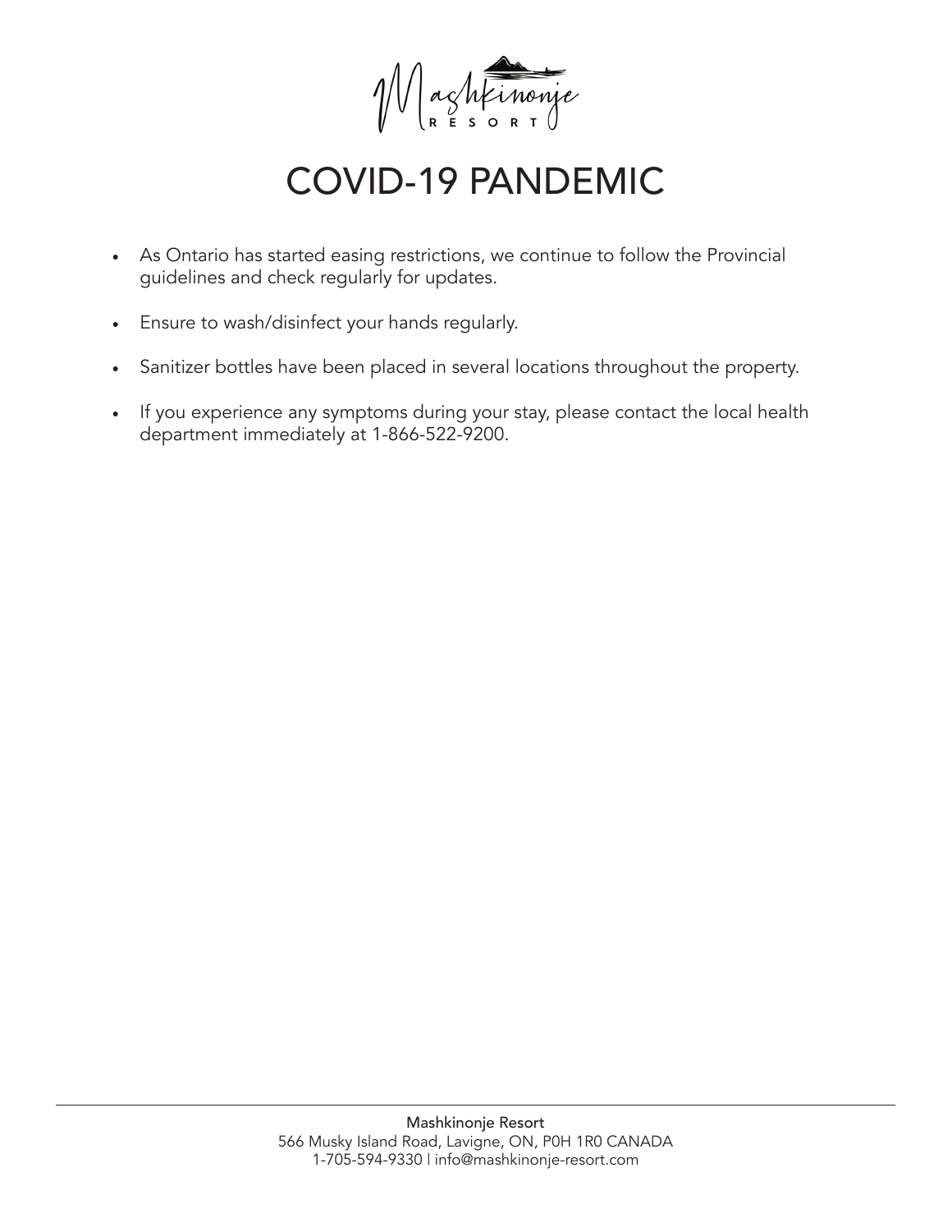# COVID-19 PANDEMIC

- As Ontario has started easing restrictions, we continue to follow the Provincial guidelines and check regularly for updates.
- Ensure to wash/disinfect your hands regularly.
- Sanitizer bottles have been placed in several locations throughout the property.
- If you experience any symptoms during your stay, please contact the local health department immediately at 1-866-522-9200.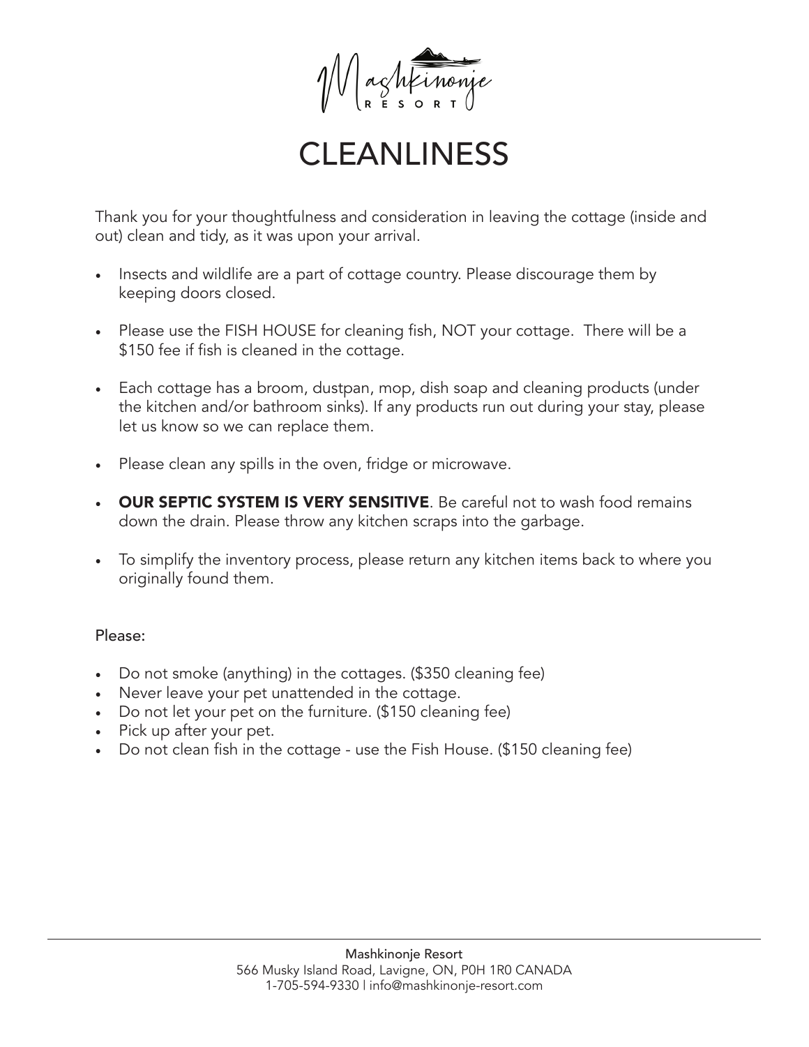Mashkinonje RESORT

# CLEANLINESS

Thank you for your thoughtfulness and consideration in leaving the cottage (inside and out) clean and tidy, as it was upon your arrival.

- Insects and wildlife are a part of cottage country. Please discourage them by keeping doors closed.
- Please use the FISH HOUSE for cleaning fish, NOT your cottage. There will be a $150 fee if fish is cleaned in the cottage.
- Each cottage has a broom, dustpan, mop, dish soap and cleaning products (under the kitchen and/or bathroom sinks). If any products run out during your stay, please let us know so we can replace them.
- Please clean any spills in the oven, fridge or microwave.
- **OUR SEPTIC SYSTEM IS VERY SENSITIVE**. Be careful not to wash food remains down the drain. Please throw any kitchen scraps into the garbage.
- To simplify the inventory process, please return any kitchen items back to where you originally found them.

Please:

- Do not smoke (anything) in the cottages. ($350 cleaning fee)
- Never leave your pet unattended in the cottage.
- Do not let your pet on the furniture. ($150 cleaning fee)
- Pick up after your pet.
- Do not clean fish in the cottage - use the Fish House. ($150 cleaning fee)

Mashkinonje Resort
566 Musky Island Road, Lavigne, ON, P0H 1R0 CANADA
1-705-594-9330 | info@mashkinonje-resort.com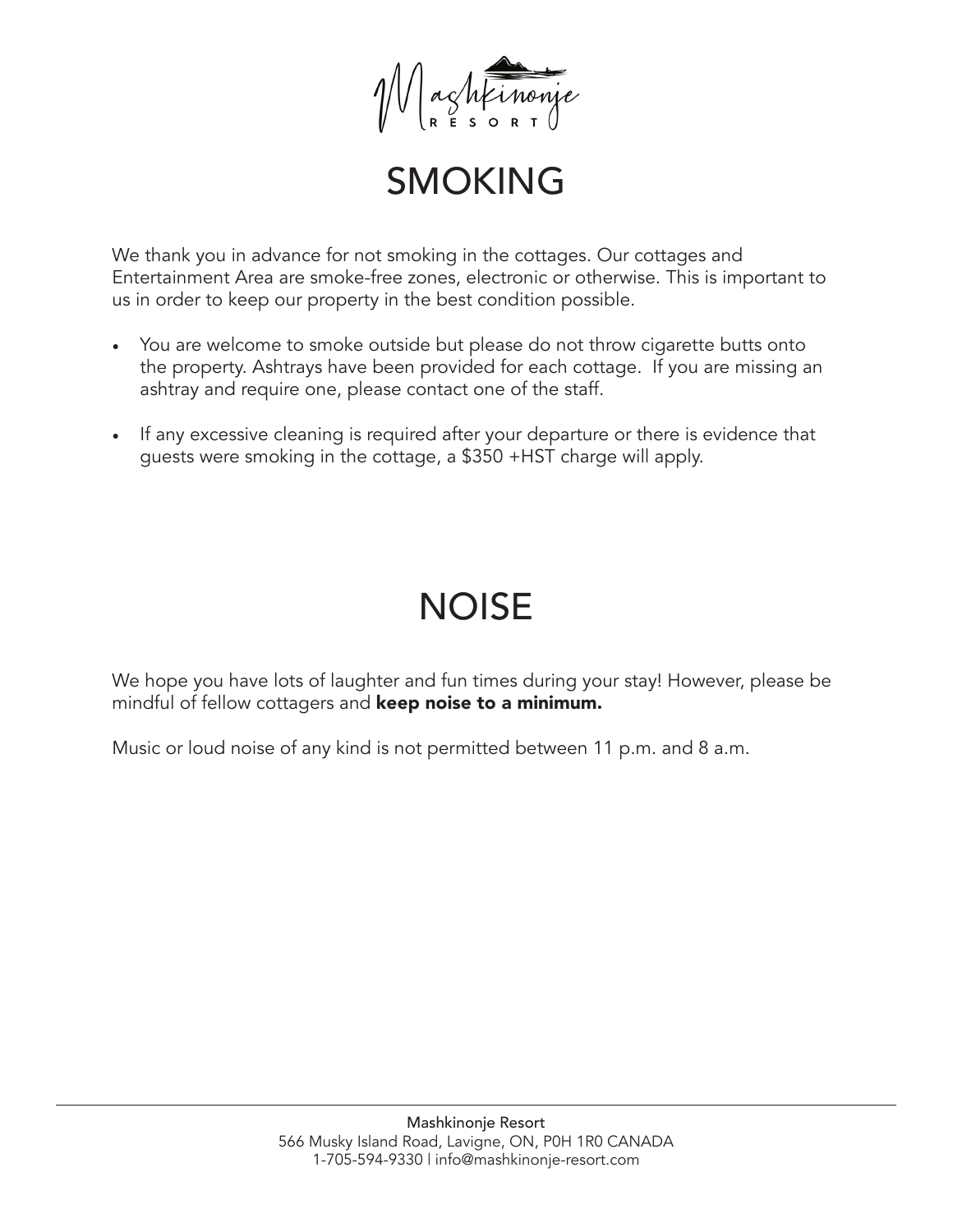# SMOKING

We thank you in advance for not smoking in the cottages. Our cottages and Entertainment Area are smoke-free zones, electronic or otherwise. This is important to us in order to keep our property in the best condition possible.

- You are welcome to smoke outside but please do not throw cigarette butts onto the property. Ashtrays have been provided for each cottage. If you are missing an ashtray and require one, please contact one of the staff.
- If any excessive cleaning is required after your departure or there is evidence that guests were smoking in the cottage, a $350 +HST charge will apply.

# NOISE

We hope you have lots of laughter and fun times during your stay! However, please be mindful of fellow cottagers and **keep noise to a minimum.**

Music or loud noise of any kind is not permitted between 11 p.m. and 8 a.m.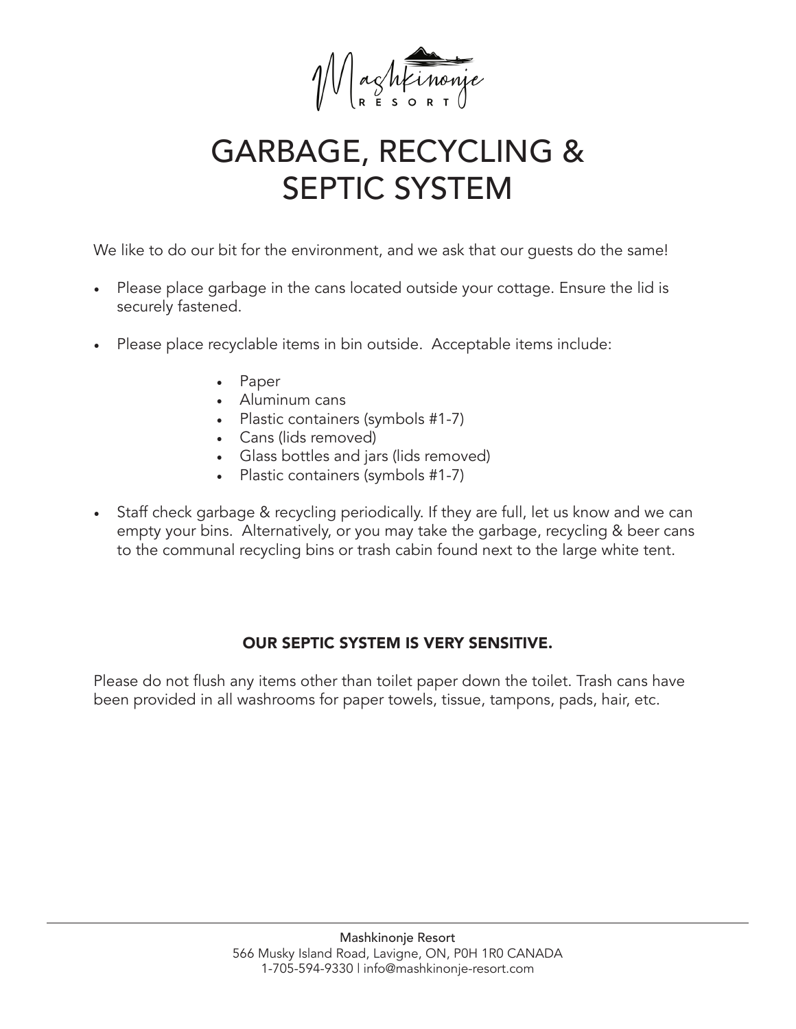# GARBAGE, RECYCLING & SEPTIC SYSTEM

We like to do our bit for the environment, and we ask that our guests do the same!

- Please place garbage in the cans located outside your cottage. Ensure the lid is securely fastened.
- Please place recyclable items in bin outside. Acceptable items include:
  - Paper
  - Aluminum cans
  - Plastic containers (symbols #1-7)
  - Cans (lids removed)
  - Glass bottles and jars (lids removed)
  - Plastic containers (symbols #1-7)
- Staff check garbage & recycling periodically. If they are full, let us know and we can empty your bins. Alternatively, or you may take the garbage, recycling & beer cans to the communal recycling bins or trash cabin found next to the large white tent.

**OUR SEPTIC SYSTEM IS VERY SENSITIVE.**

Please do not flush any items other than toilet paper down the toilet. Trash cans have been provided in all washrooms for paper towels, tissue, tampons, pads, hair, etc.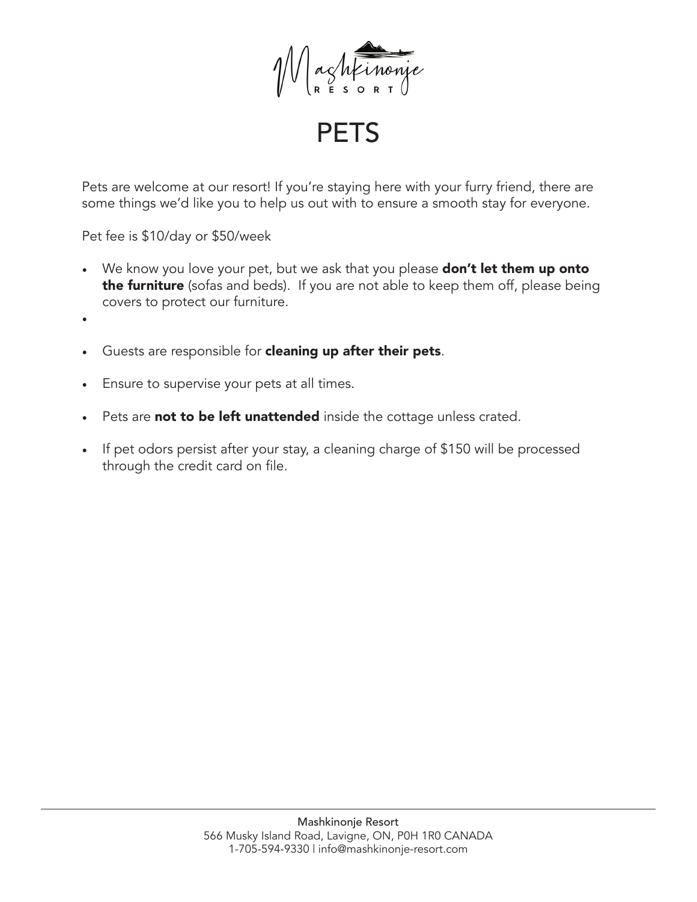# PETS

Pets are welcome at our resort! If you're staying here with your furry friend, there are some things we'd like you to help us out with to ensure a smooth stay for everyone.

Pet fee is $10/day or $50/week

- We know you love your pet, but we ask that you please **don't let them up onto the furniture** (sofas and beds). If you are not able to keep them off, please being covers to protect our furniture.
- 
- Guests are responsible for **cleaning up after their pets**.
- Ensure to supervise your pets at all times.
- Pets are **not to be left unattended** inside the cottage unless crated.
- If pet odors persist after your stay, a cleaning charge of $150 will be processed through the credit card on file.

Mashkinonje Resort
566 Musky Island Road, Lavigne, ON, P0H 1R0 CANADA
1-705-594-9330 | info@mashkinonje-resort.com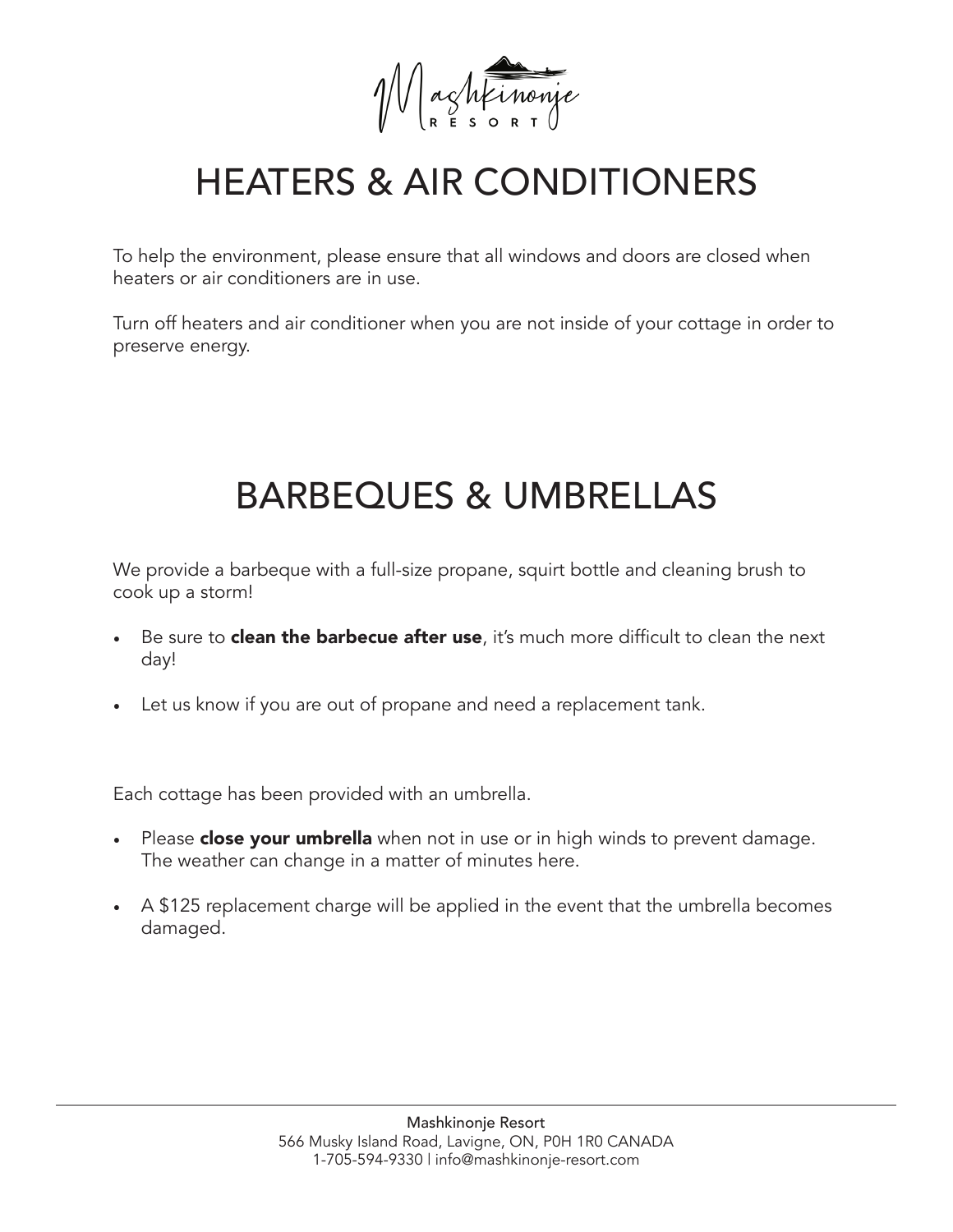# HEATERS & AIR CONDITIONERS

To help the environment, please ensure that all windows and doors are closed when heaters or air conditioners are in use.

Turn off heaters and air conditioner when you are not inside of your cottage in order to preserve energy.

# BARBEQUES & UMBRELLAS

We provide a barbeque with a full-size propane, squirt bottle and cleaning brush to cook up a storm!

- Be sure to **clean the barbecue after use**, it's much more difficult to clean the next day!
- Let us know if you are out of propane and need a replacement tank.

Each cottage has been provided with an umbrella.

- Please **close your umbrella** when not in use or in high winds to prevent damage. The weather can change in a matter of minutes here.
- A $125 replacement charge will be applied in the event that the umbrella becomes damaged.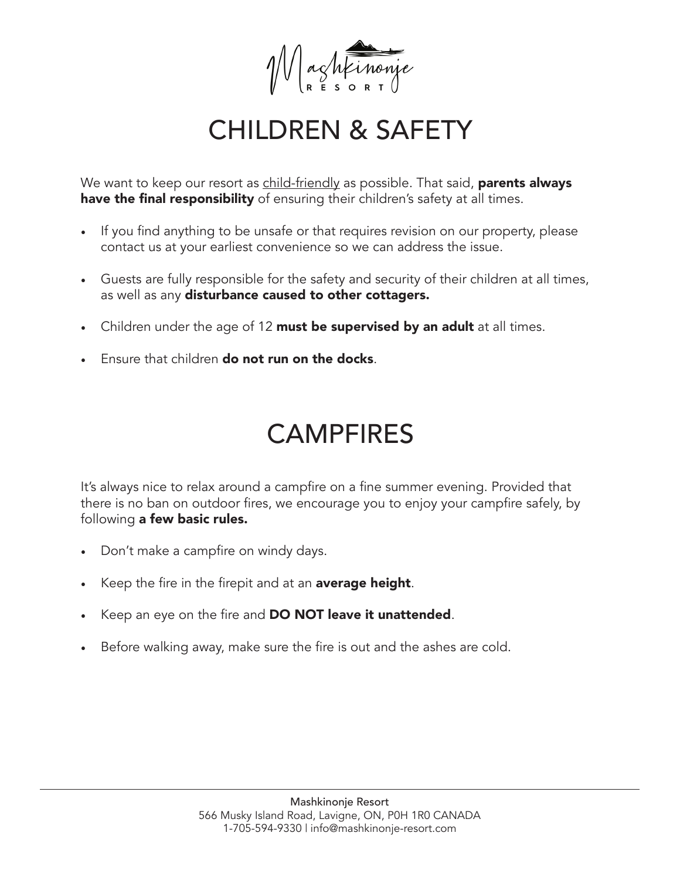# CHILDREN & SAFETY

We want to keep our resort as <u>child-friendly</u> as possible. That said, **parents always have the final responsibility** of ensuring their children's safety at all times.

- If you find anything to be unsafe or that requires revision on our property, please contact us at your earliest convenience so we can address the issue.
- Guests are fully responsible for the safety and security of their children at all times, as well as any **disturbance caused to other cottagers.**
- Children under the age of 12 **must be supervised by an adult** at all times.
- Ensure that children **do not run on the docks**.

# CAMPFIRES

It's always nice to relax around a campfire on a fine summer evening. Provided that there is no ban on outdoor fires, we encourage you to enjoy your campfire safely, by following **a few basic rules.**

- Don't make a campfire on windy days.
- Keep the fire in the firepit and at an **average height**.
- Keep an eye on the fire and **DO NOT leave it unattended**.
- Before walking away, make sure the fire is out and the ashes are cold.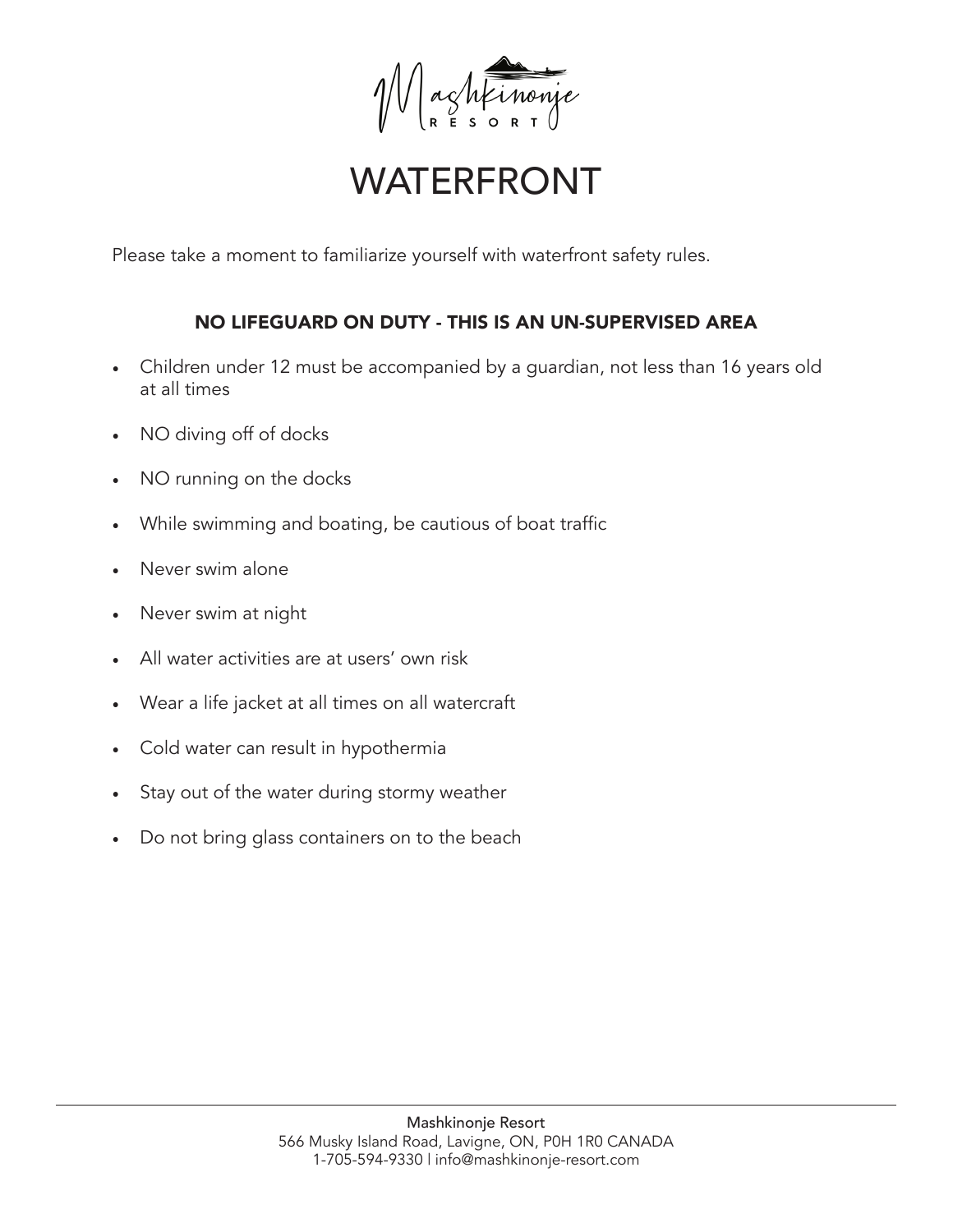# WATERFRONT

Please take a moment to familiarize yourself with waterfront safety rules.

**NO LIFEGUARD ON DUTY - THIS IS AN UN-SUPERVISED AREA**

- Children under 12 must be accompanied by a guardian, not less than 16 years old at all times
- NO diving off of docks
- NO running on the docks
- While swimming and boating, be cautious of boat traffic
- Never swim alone
- Never swim at night
- All water activities are at users' own risk
- Wear a life jacket at all times on all watercraft
- Cold water can result in hypothermia
- Stay out of the water during stormy weather
- Do not bring glass containers on to the beach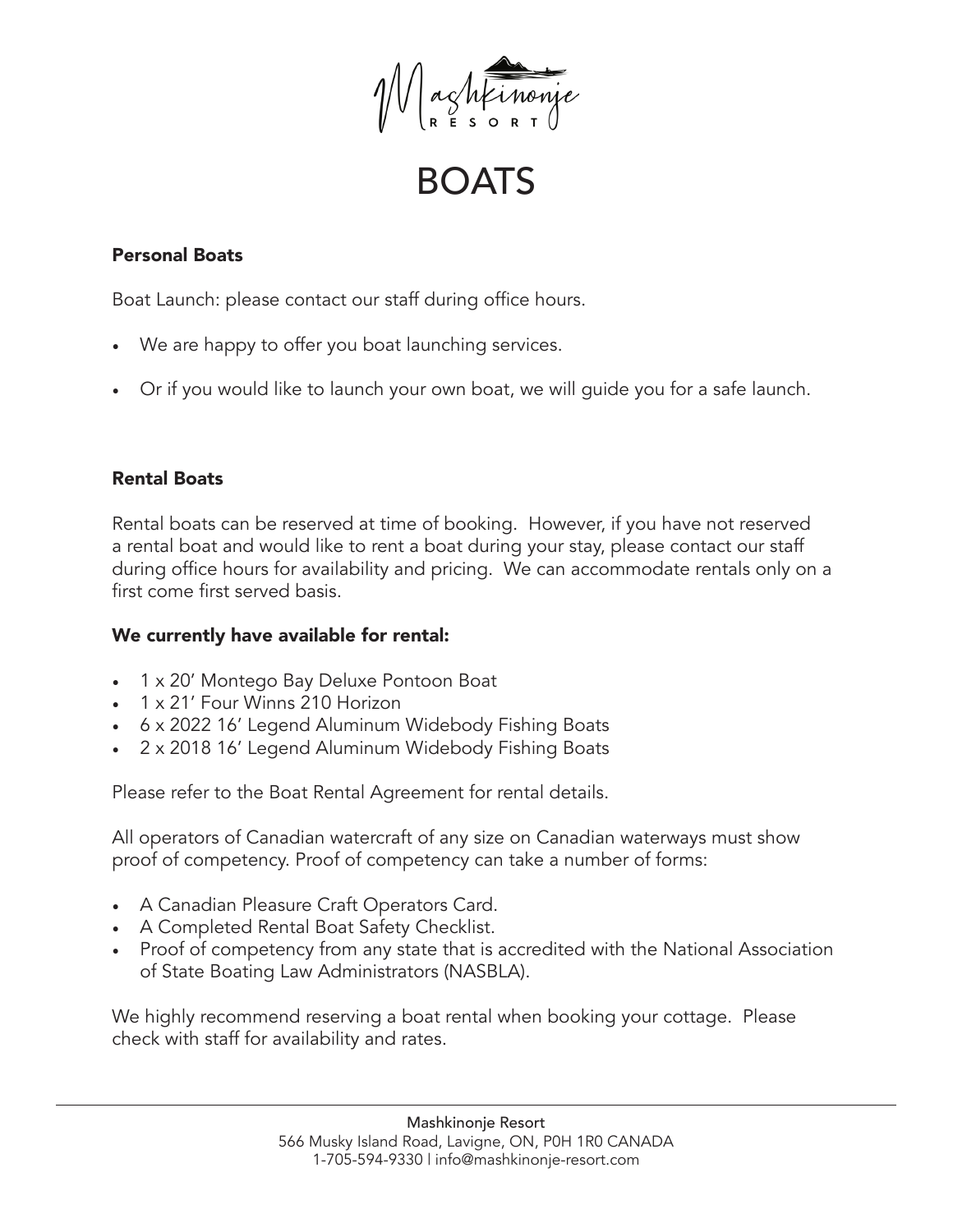Mashkinonje
RESORT

# BOATS

## Personal Boats

Boat Launch: please contact our staff during office hours.

- We are happy to offer you boat launching services.
- Or if you would like to launch your own boat, we will guide you for a safe launch.

## Rental Boats

Rental boats can be reserved at time of booking. However, if you have not reserved a rental boat and would like to rent a boat during your stay, please contact our staff during office hours for availability and pricing. We can accommodate rentals only on a first come first served basis.

### We currently have available for rental:

- 1 x 20′ Montego Bay Deluxe Pontoon Boat
- 1 x 21′ Four Winns 210 Horizon
- 6 x 2022 16′ Legend Aluminum Widebody Fishing Boats
- 2 x 2018 16′ Legend Aluminum Widebody Fishing Boats

Please refer to the Boat Rental Agreement for rental details.

All operators of Canadian watercraft of any size on Canadian waterways must show proof of competency. Proof of competency can take a number of forms:

- A Canadian Pleasure Craft Operators Card.
- A Completed Rental Boat Safety Checklist.
- Proof of competency from any state that is accredited with the National Association of State Boating Law Administrators (NASBLA).

We highly recommend reserving a boat rental when booking your cottage. Please check with staff for availability and rates.

Mashkinonje Resort
566 Musky Island Road, Lavigne, ON, P0H 1R0 CANADA
1-705-594-9330 | info@mashkinonje-resort.com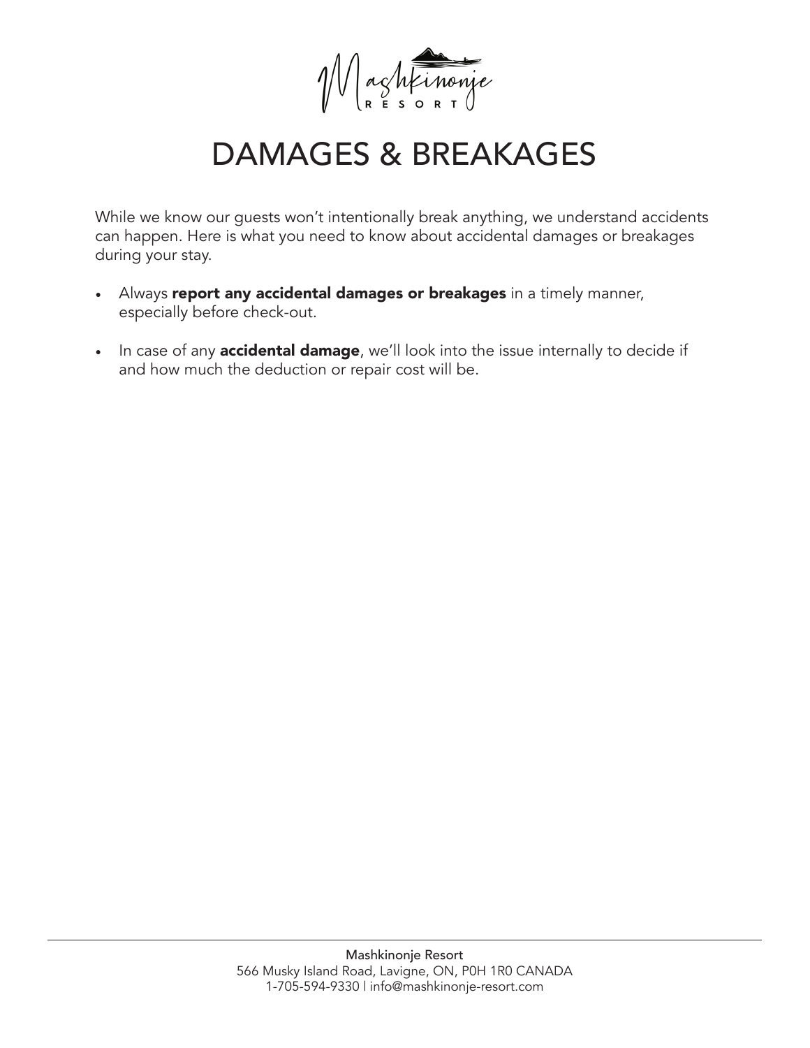# DAMAGES & BREAKAGES

While we know our guests won't intentionally break anything, we understand accidents can happen. Here is what you need to know about accidental damages or breakages during your stay.

- Always **report any accidental damages or breakages** in a timely manner, especially before check-out.
- In case of any **accidental damage**, we'll look into the issue internally to decide if and how much the deduction or repair cost will be.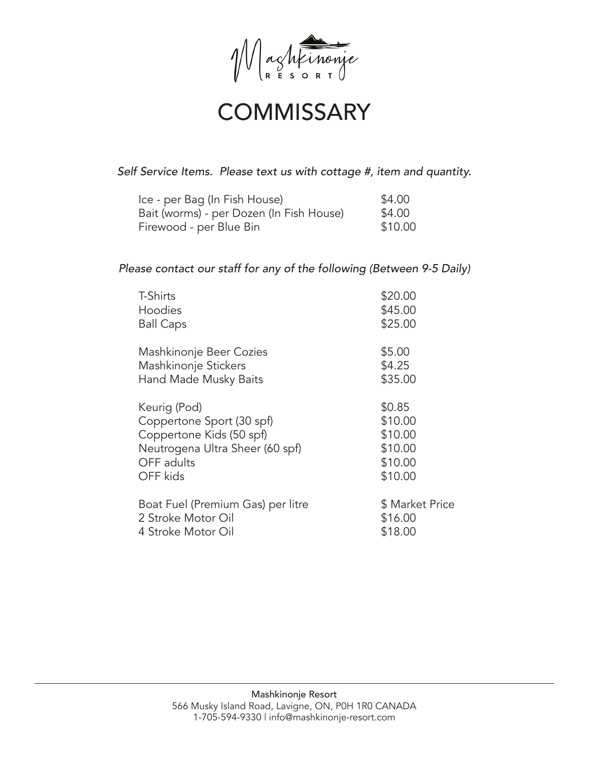Mashkinonje RESORT

# COMMISSARY

*Self Service Items. Please text us with cottage #, item and quantity.*

| | |
|---|---|
| Ice - per Bag (In Fish House) | $4.00 |
| Bait (worms) - per Dozen (In Fish House) | $4.00 |
| Firewood - per Blue Bin | $10.00 |

*Please contact our staff for any of the following (Between 9-5 Daily)*

| | |
|---|---|
| T-Shirts | $20.00 |
| Hoodies | $45.00 |
| Ball Caps | $25.00 |
| Mashkinonje Beer Cozies | $5.00 |
| Mashkinonje Stickers | $4.25 |
| Hand Made Musky Baits | $35.00 |
| Keurig (Pod) | $0.85 |
| Coppertone Sport (30 spf) | $10.00 |
| Coppertone Kids (50 spf) | $10.00 |
| Neutrogena Ultra Sheer (60 spf) | $10.00 |
| OFF adults | $10.00 |
| OFF kids | $10.00 |
| Boat Fuel (Premium Gas) per litre | $ Market Price |
| 2 Stroke Motor Oil | $16.00 |
| 4 Stroke Motor Oil | $18.00 |

Mashkinonje Resort
566 Musky Island Road, Lavigne, ON, P0H 1R0 CANADA
1-705-594-9330 | info@mashkinonje-resort.com